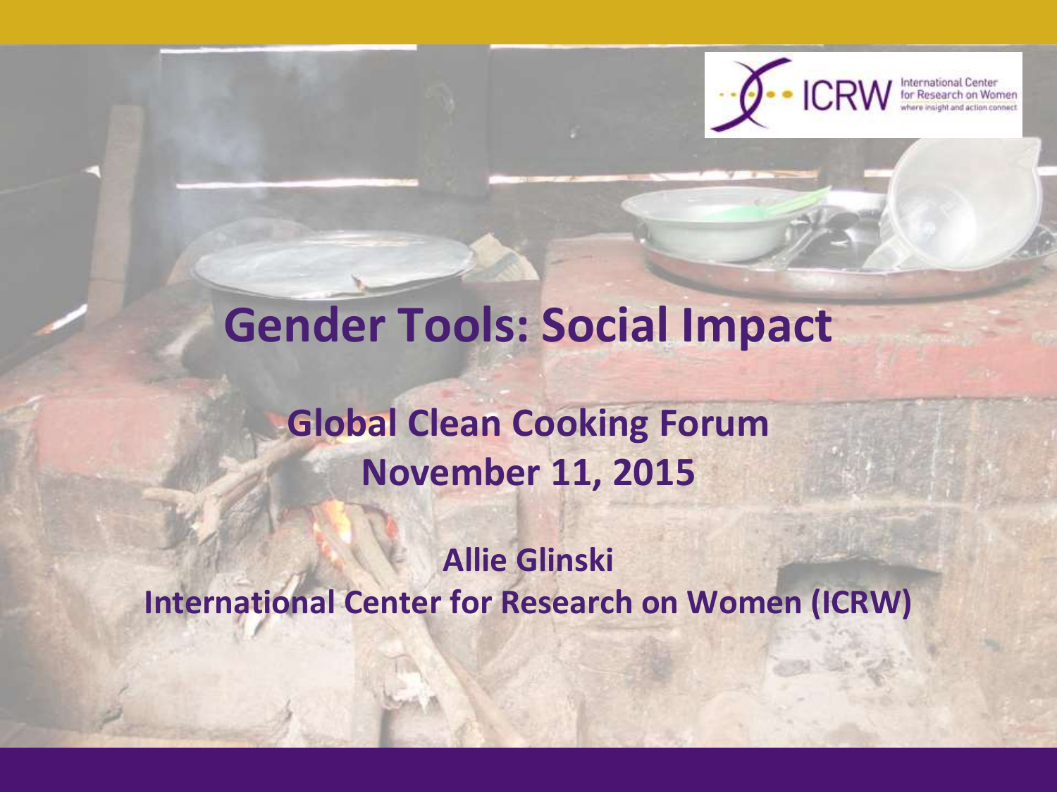# Gender Tools: Social Impact

**Global Clean Cooking Forum**
**November 11, 2015**

**Allie Glinski**
**International Center for Research on Women (ICRW)**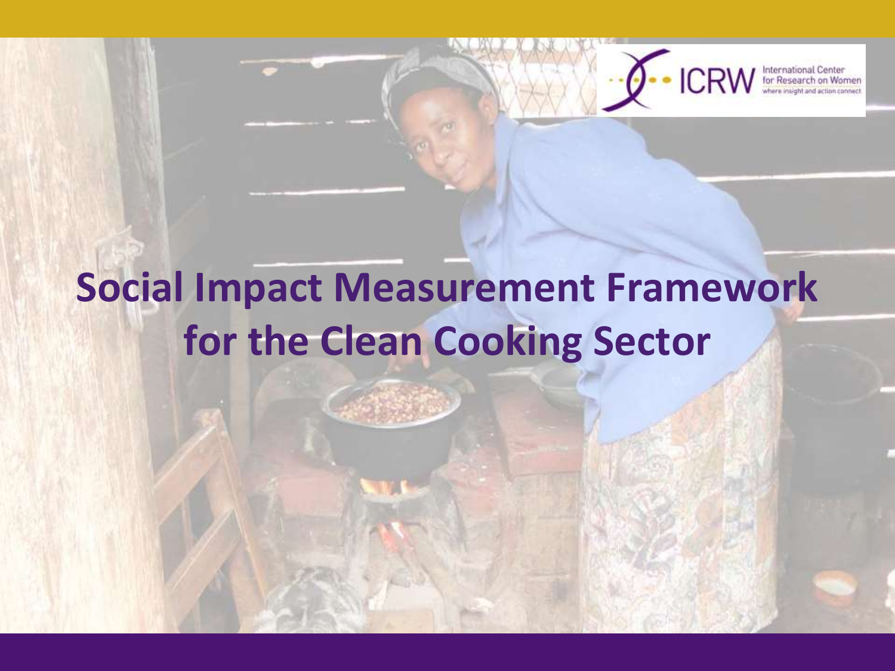# Social Impact Measurement Framework for the Clean Cooking Sector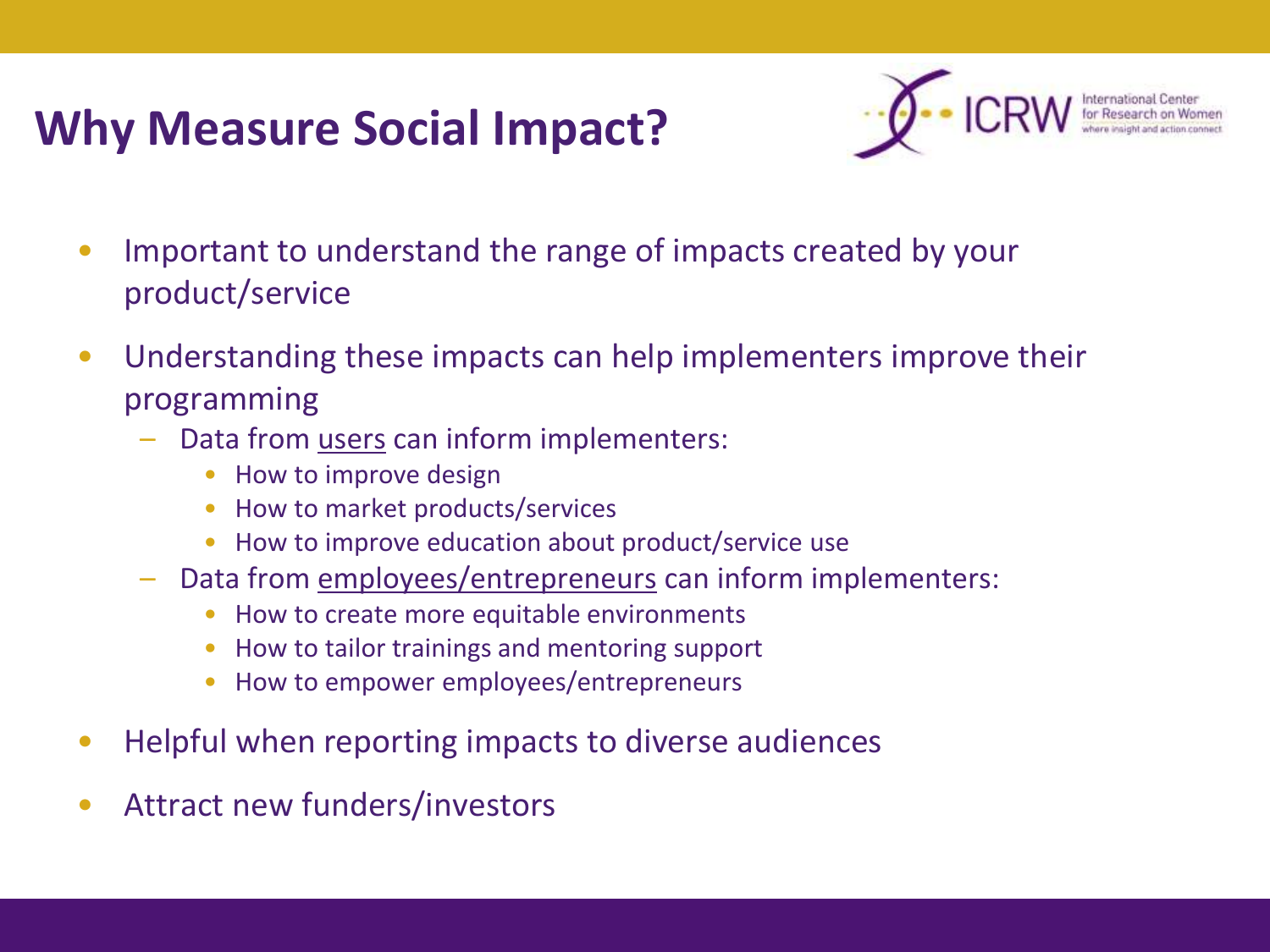# Why Measure Social Impact?

- Important to understand the range of impacts created by your product/service
- Understanding these impacts can help implementers improve their programming
  - Data from <u>users</u> can inform implementers:
    - How to improve design
    - How to market products/services
    - How to improve education about product/service use
  - Data from <u>employees/entrepreneurs</u> can inform implementers:
    - How to create more equitable environments
    - How to tailor trainings and mentoring support
    - How to empower employees/entrepreneurs
- Helpful when reporting impacts to diverse audiences
- Attract new funders/investors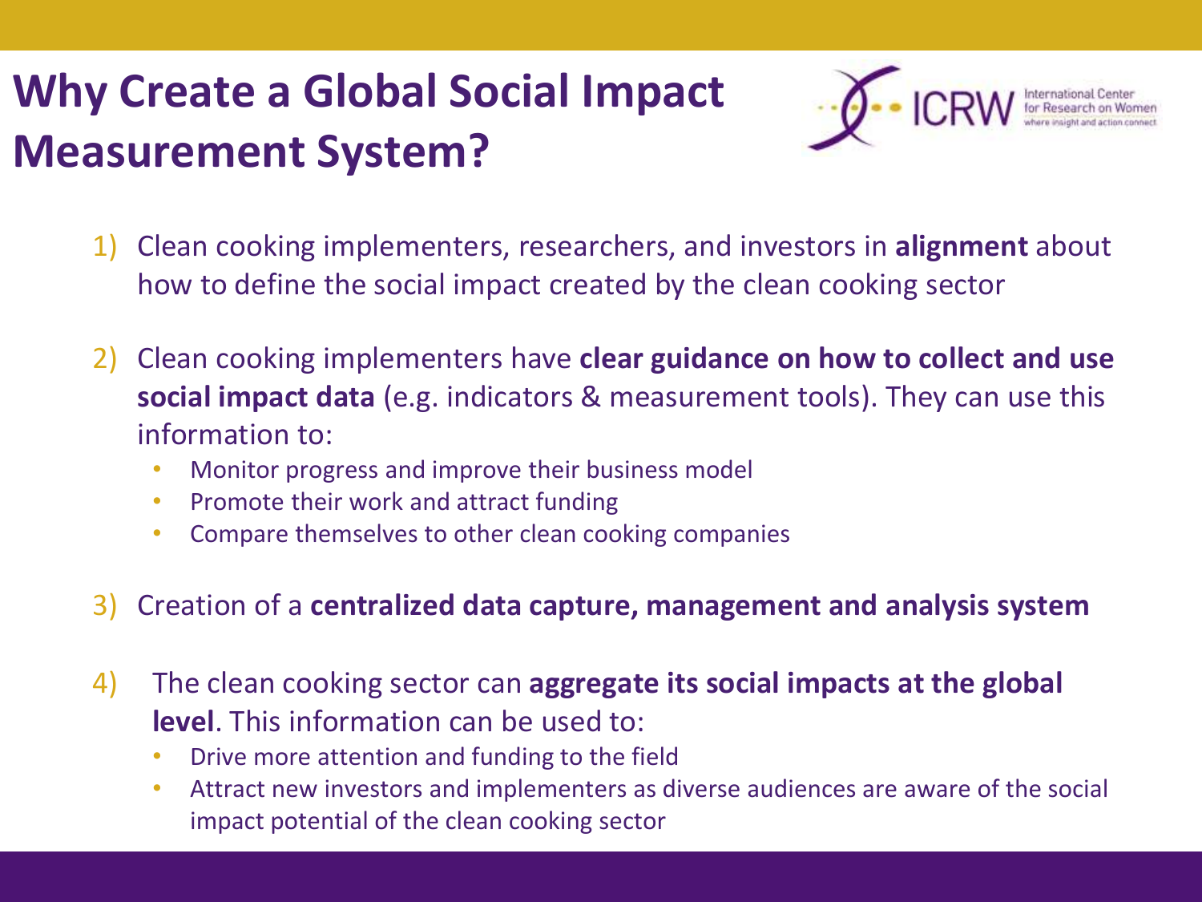# Why Create a Global Social Impact Measurement System?

ICRW International Center for Research on Women where insight and action connect

1) Clean cooking implementers, researchers, and investors in **alignment** about how to define the social impact created by the clean cooking sector

2) Clean cooking implementers have **clear guidance on how to collect and use social impact data** (e.g. indicators & measurement tools). They can use this information to:
   - Monitor progress and improve their business model
   - Promote their work and attract funding
   - Compare themselves to other clean cooking companies

3) Creation of a **centralized data capture, management and analysis system**

4) The clean cooking sector can **aggregate its social impacts at the global level**. This information can be used to:
   - Drive more attention and funding to the field
   - Attract new investors and implementers as diverse audiences are aware of the social impact potential of the clean cooking sector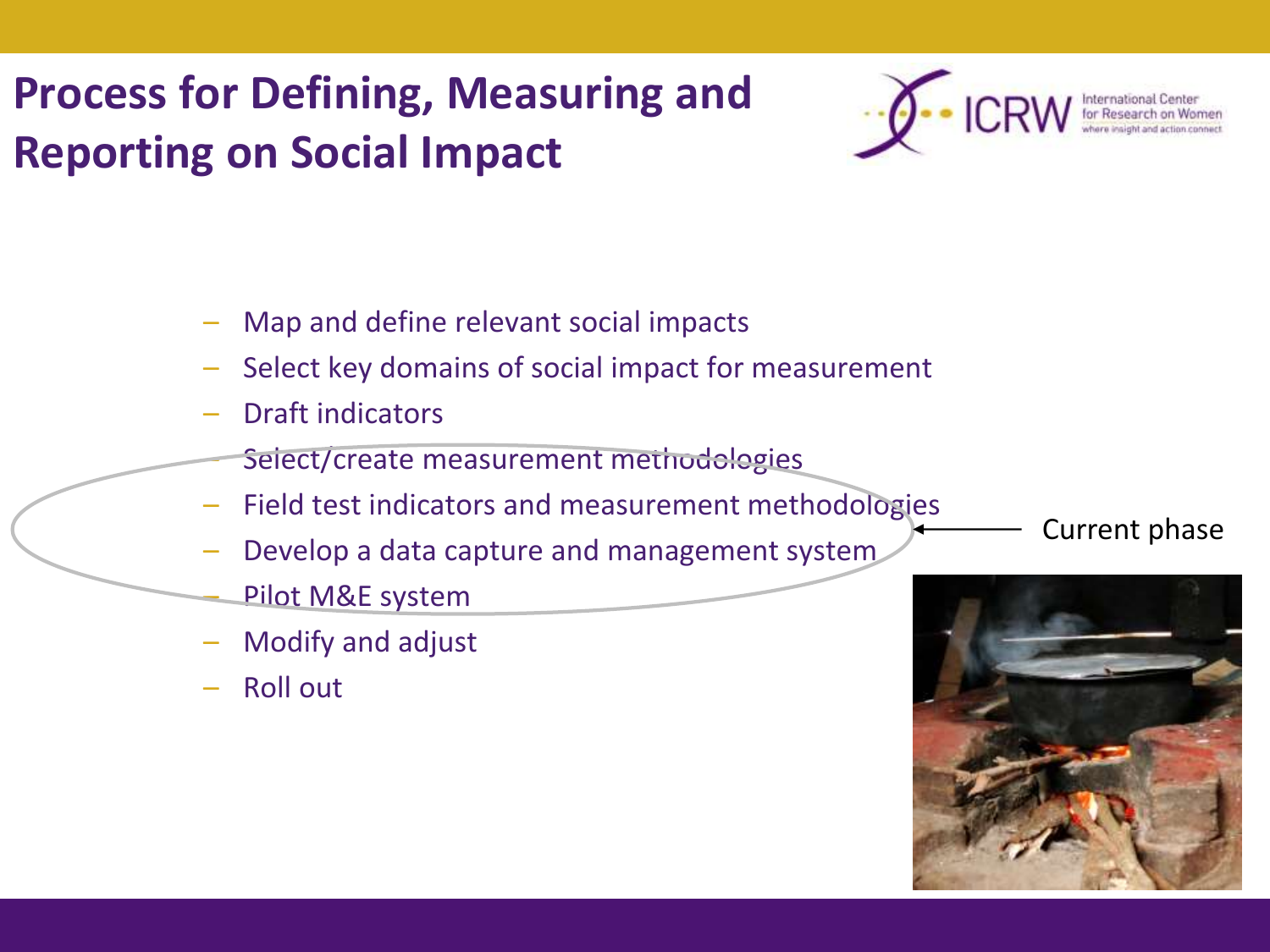# Process for Defining, Measuring and Reporting on Social Impact

- Map and define relevant social impacts
- Select key domains of social impact for measurement
- Draft indicators
- Select/create measurement methodologies
- Field test indicators and measurement methodologies
- Develop a data capture and management system
- Pilot M&E system
- Modify and adjust
- Roll out

Current phase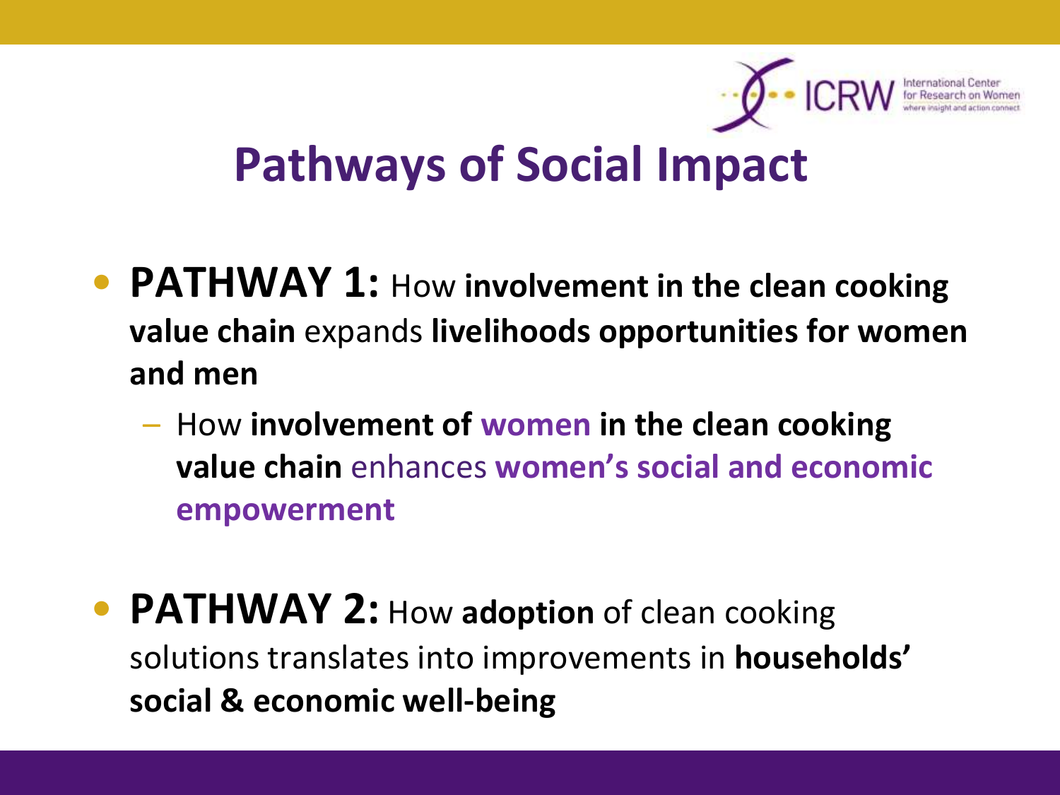# Pathways of Social Impact

- **PATHWAY 1:** How **involvement in the clean cooking value chain** expands **livelihoods opportunities for women and men**
  - How **involvement of women in the clean cooking value chain** enhances **women's social and economic empowerment**

- **PATHWAY 2:** How **adoption** of clean cooking solutions translates into improvements in **households' social & economic well-being**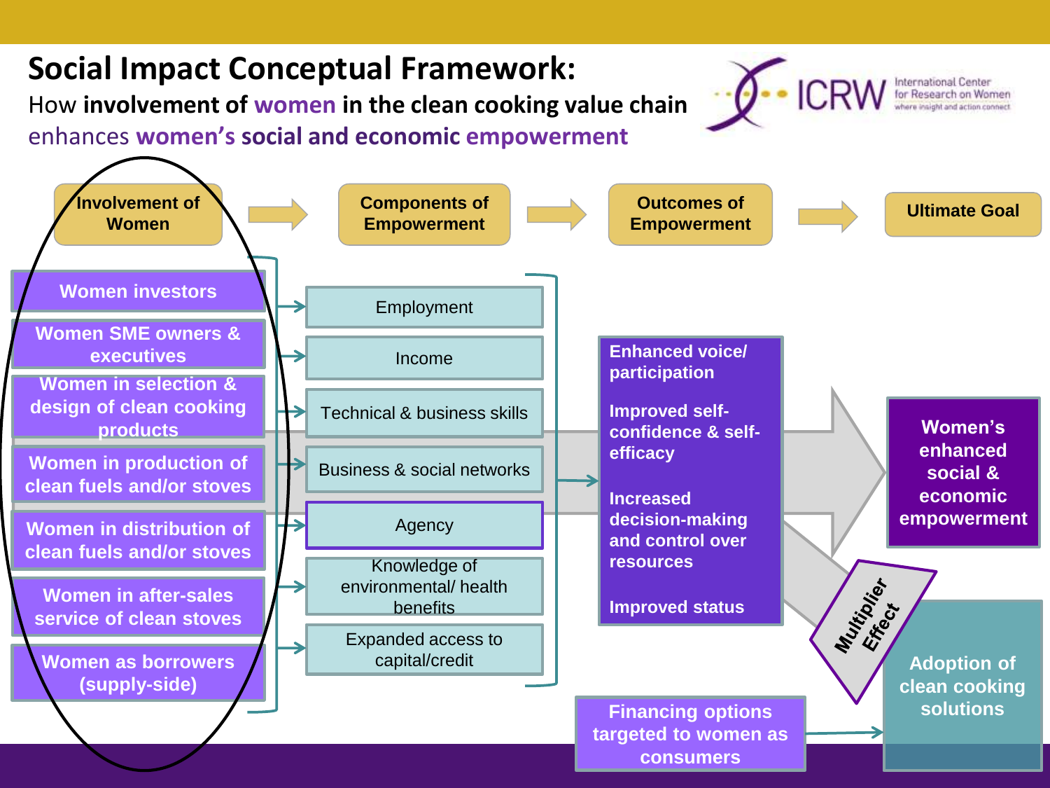# Social Impact Conceptual Framework:

How **involvement of women in the clean cooking value chain** enhances **women's social and economic empowerment**

ICRW International Center for Research on Women — where insight and action connect

**Involvement of Women** → **Components of Empowerment** → **Outcomes of Empowerment** → **Ultimate Goal**

**Involvement of Women**
- Women investors
- Women SME owners & executives
- Women in selection & design of clean cooking products
- Women in production of clean fuels and/or stoves
- Women in distribution of clean fuels and/or stoves
- Women in after-sales service of clean stoves
- Women as borrowers (supply-side)

**Components of Empowerment**
- Employment
- Income
- Technical & business skills
- Business & social networks
- Agency
- Knowledge of environmental/ health benefits
- Expanded access to capital/credit

**Outcomes of Empowerment**
- Enhanced voice/ participation
- Improved self-confidence & self-efficacy
- Increased decision-making and control over resources
- Improved status

**Ultimate Goal**
- Women's enhanced social & economic empowerment

Multiplier Effect → Adoption of clean cooking solutions

Financing options targeted to women as consumers → Adoption of clean cooking solutions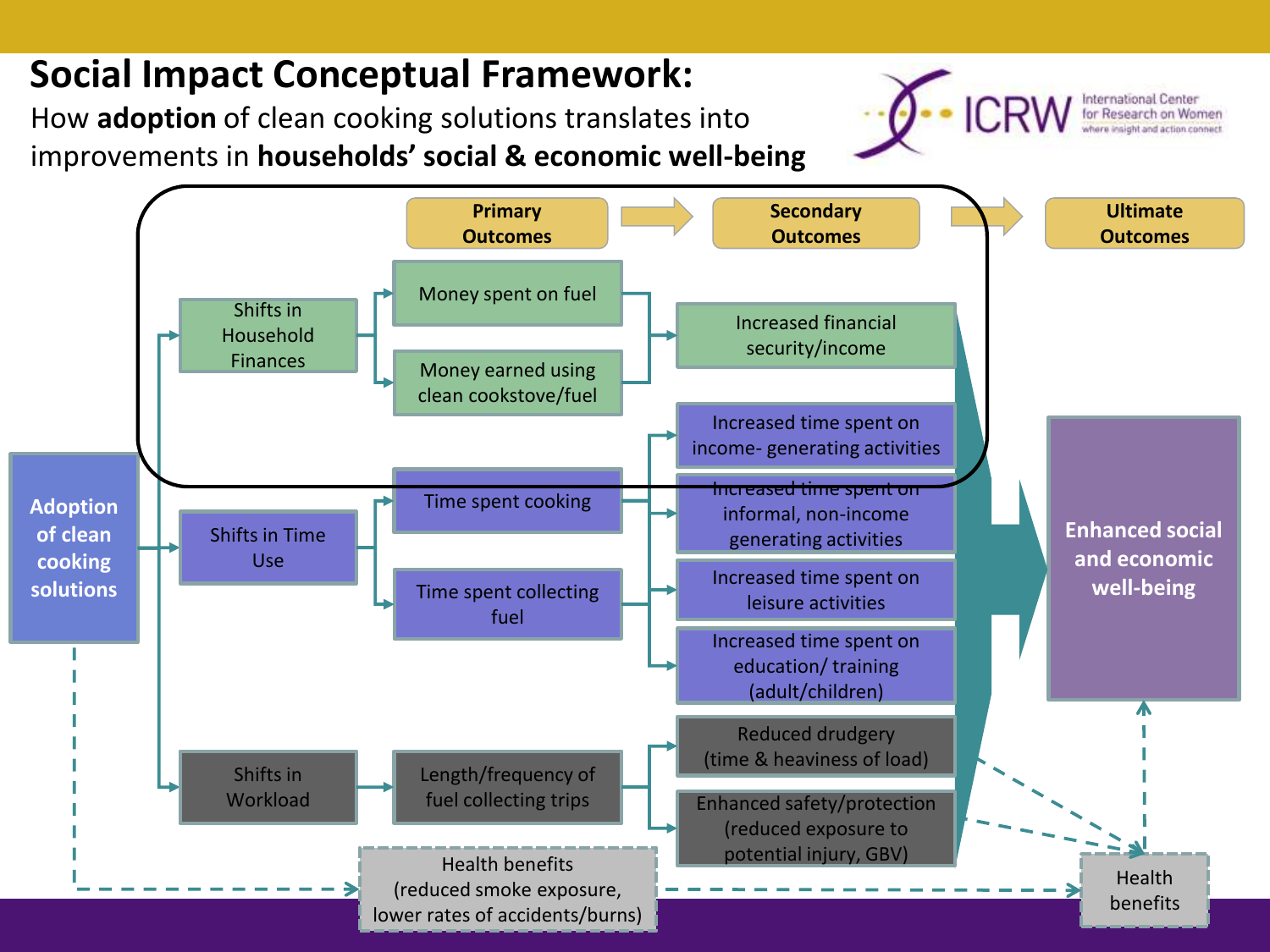# Social Impact Conceptual Framework:

How **adoption** of clean cooking solutions translates into improvements in **households' social & economic well-being**

ICRW International Center for Research on Women — where insight and action connect

**Primary Outcomes** → **Secondary Outcomes** → **Ultimate Outcomes**

**Adoption of clean cooking solutions**

- Shifts in Household Finances
  - Money spent on fuel
  - Money earned using clean cookstove/fuel
    - → Increased financial security/income
- Shifts in Time Use
  - Time spent cooking
  - Time spent collecting fuel
    - → Increased time spent on income- generating activities
    - → Increased time spent on informal, non-income generating activities
    - → Increased time spent on leisure activities
    - → Increased time spent on education/ training (adult/children)
- Shifts in Workload
  - Length/frequency of fuel collecting trips
    - → Reduced drudgery (time & heaviness of load)
    - → Enhanced safety/protection (reduced exposure to potential injury, GBV)

→ **Enhanced social and economic well-being**

Health benefits (reduced smoke exposure, lower rates of accidents/burns) → Health benefits → Enhanced social and economic well-being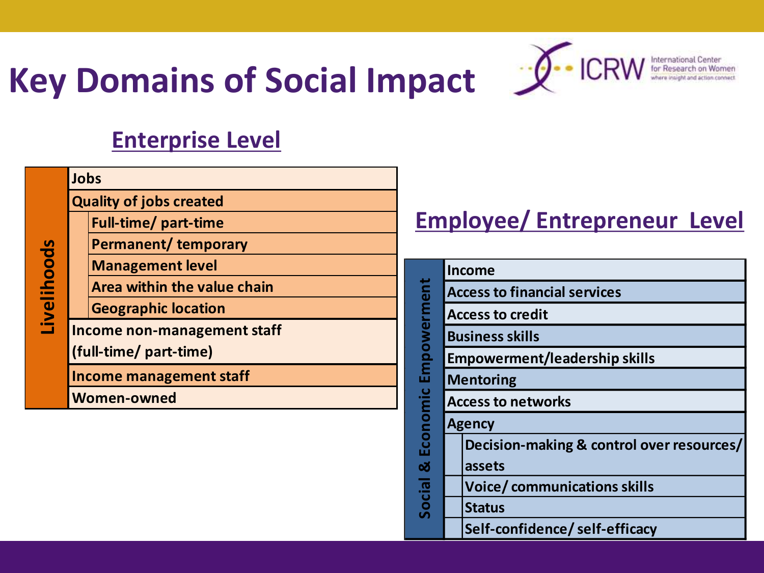# Key Domains of Social Impact

## Enterprise Level

| Livelihoods | | |
|---|---|---|
| | Jobs | |
| | Quality of jobs created | |
| | | Full-time/ part-time |
| | | Permanent/ temporary |
| | | Management level |
| | | Area within the value chain |
| | | Geographic location |
| | Income non-management staff (full-time/ part-time) | |
| | Income management staff | |
| | Women-owned | |

## Employee/ Entrepreneur Level

| Social & Economic Empowerment | | |
|---|---|---|
| | Income | |
| | Access to financial services | |
| | Access to credit | |
| | Business skills | |
| | Empowerment/leadership skills | |
| | Mentoring | |
| | Access to networks | |
| | Agency | |
| | | Decision-making & control over resources/ assets |
| | | Voice/ communications skills |
| | | Status |
| | | Self-confidence/ self-efficacy |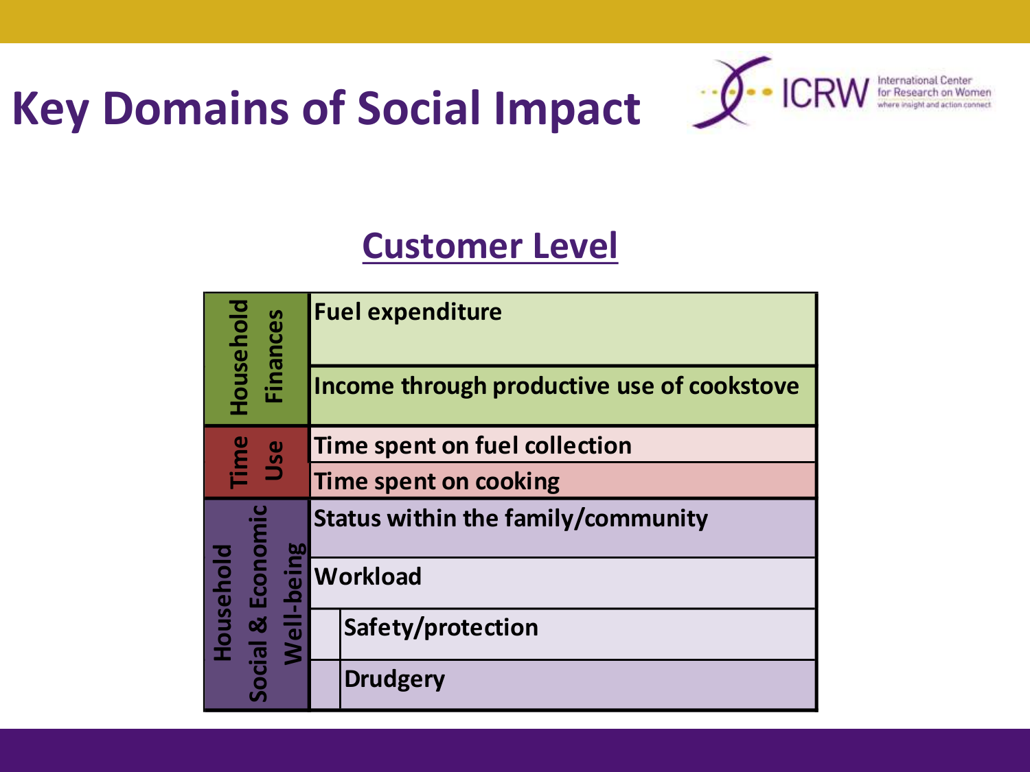# Key Domains of Social Impact

## Customer Level

| Domain | Indicator |
| --- | --- |
| Household Finances | Fuel expenditure |
| | Income through productive use of cookstove |
| Time Use | Time spent on fuel collection |
| | Time spent on cooking |
| Household Social & Economic Well-being | Status within the family/community |
| | Workload |
| | Safety/protection |
| | Drudgery |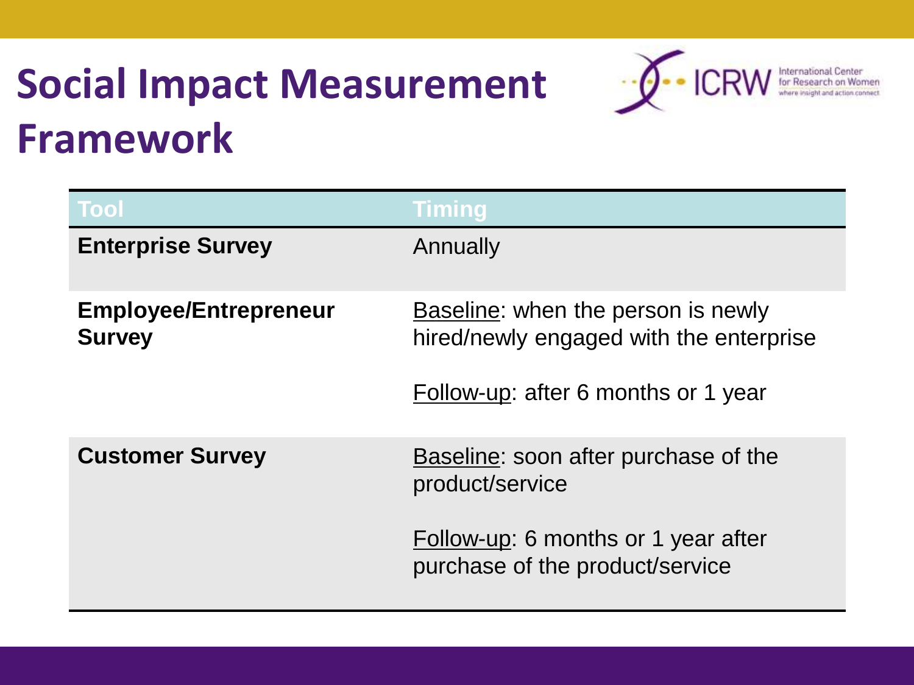# Social Impact Measurement Framework

| Tool | Timing |
| --- | --- |
| **Enterprise Survey** | Annually |
| **Employee/Entrepreneur Survey** | Baseline: when the person is newly hired/newly engaged with the enterprise<br><br>Follow-up: after 6 months or 1 year |
| **Customer Survey** | Baseline: soon after purchase of the product/service<br><br>Follow-up: 6 months or 1 year after purchase of the product/service |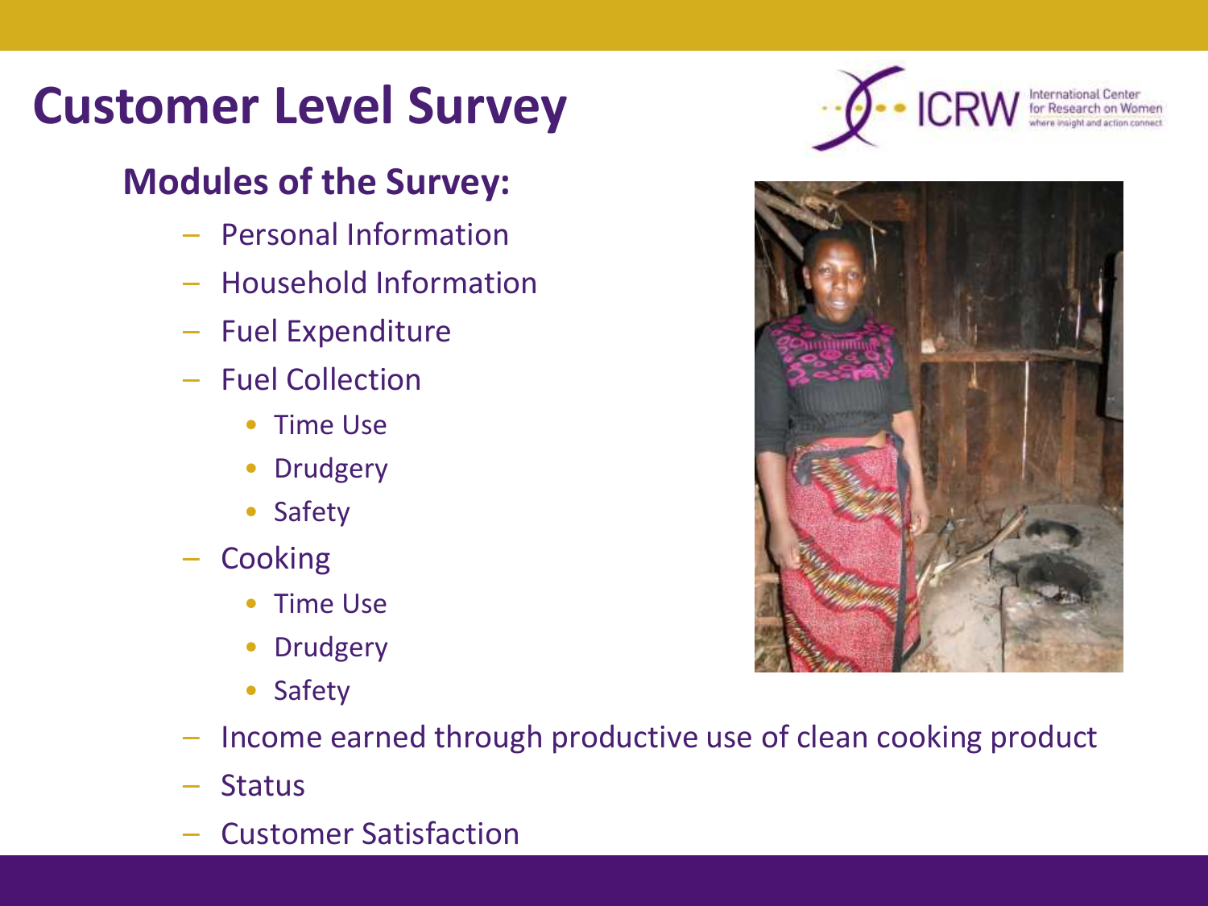# Customer Level Survey

## Modules of the Survey:

- Personal Information
- Household Information
- Fuel Expenditure
- Fuel Collection
  - Time Use
  - Drudgery
  - Safety
- Cooking
  - Time Use
  - Drudgery
  - Safety
- Income earned through productive use of clean cooking product
- Status
- Customer Satisfaction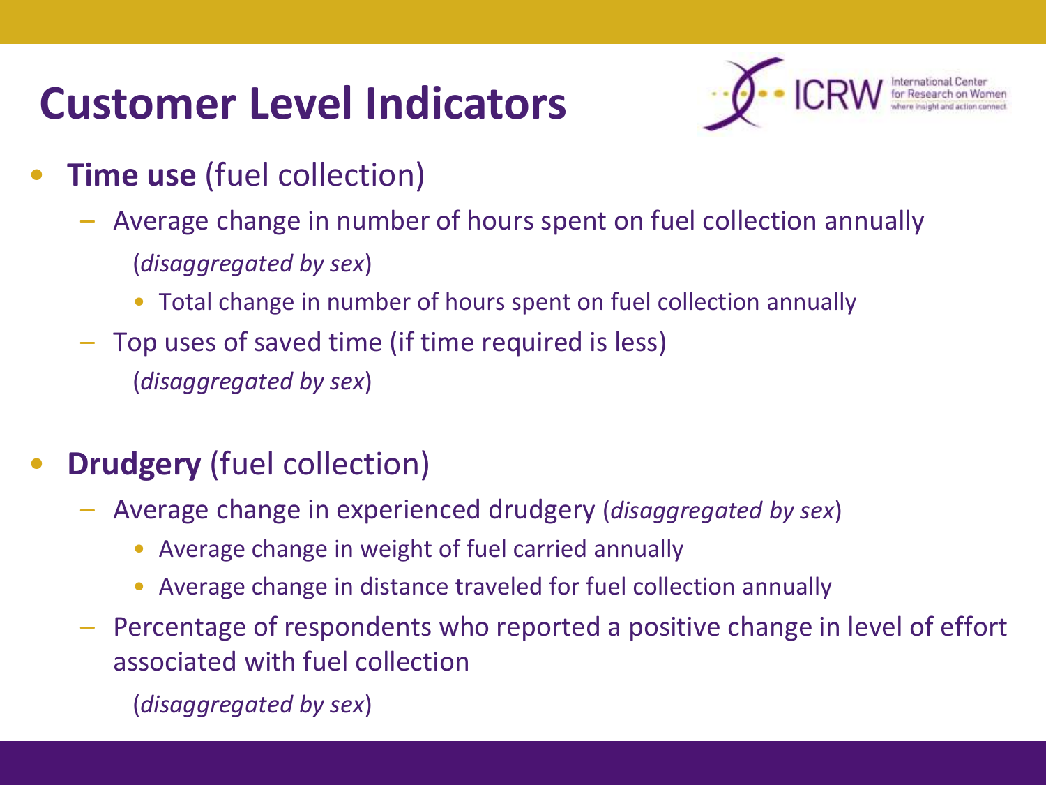# Customer Level Indicators

- **Time use** (fuel collection)
  - Average change in number of hours spent on fuel collection annually (*disaggregated by sex*)
    - Total change in number of hours spent on fuel collection annually
  - Top uses of saved time (if time required is less) (*disaggregated by sex*)

- **Drudgery** (fuel collection)
  - Average change in experienced drudgery (*disaggregated by sex*)
    - Average change in weight of fuel carried annually
    - Average change in distance traveled for fuel collection annually
  - Percentage of respondents who reported a positive change in level of effort associated with fuel collection (*disaggregated by sex*)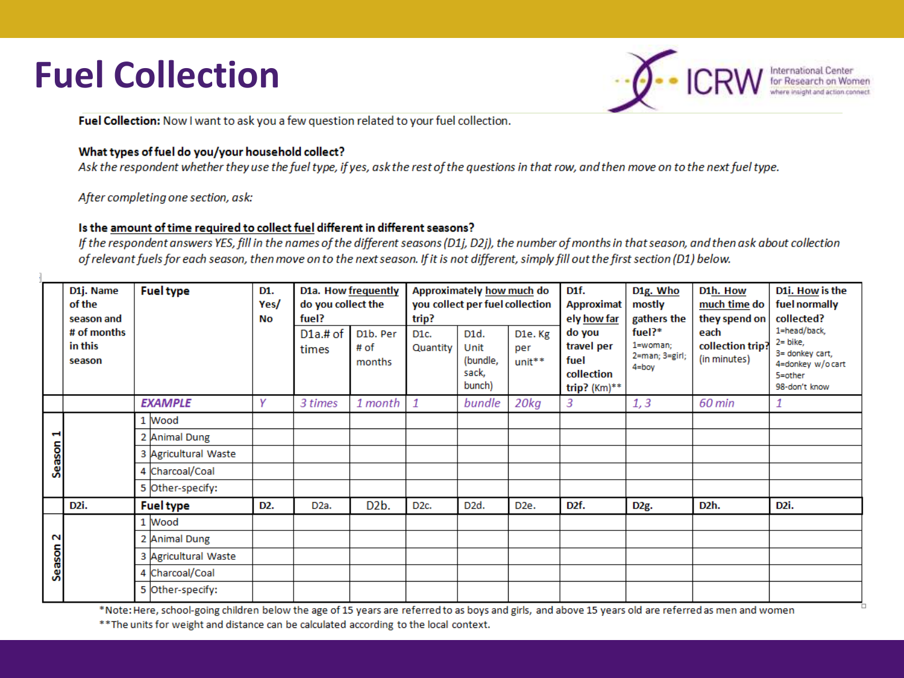# Fuel Collection

**Fuel Collection:** Now I want to ask you a few question related to your fuel collection.

**What types of fuel do you/your household collect?**

*Ask the respondent whether they use the fuel type, if yes, ask the rest of the questions in that row, and then move on to the next fuel type.*

*After completing one section, ask:*

**Is the amount of time required to collect fuel different in different seasons?**

*If the respondent answers YES, fill in the names of the different seasons (D1j, D2j), the number of months in that season, and then ask about collection of relevant fuels for each season, then move on to the next season. If it is not different, simply fill out the first section (D1) below.*

| | D1j. Name of the season and # of months in this season | Fuel type | D1. Yes/No | D1a. How frequently do you collect the fuel? | | Approximately how much do you collect per fuel collection trip? | | | D1f. Approximately how far do you travel per fuel collection trip? (Km)** | D1g. Who mostly gathers the fuel?* 1=woman; 2=man; 3=girl; 4=boy | D1h. How much time do they spend on each collection trip? (in minutes) | D1i. How is the fuel normally collected? 1=head/back, 2= bike, 3= donkey cart, 4=donkey w/o cart 5=other 98-don't know |
|---|---|---|---|---|---|---|---|---|---|---|---|---|
| | | | | D1a.# of times | D1b. Per # of months | D1c. Quantity | D1d. Unit (bundle, sack, bunch) | D1e. Kg per unit** | | | | |
| | | *EXAMPLE* | *Y* | *3 times* | *1 month* | *1* | *bundle* | *20kg* | *3* | *1, 3* | *60 min* | *1* |
| Season 1 | | 1 Wood | | | | | | | | | | |
| | | 2 Animal Dung | | | | | | | | | | |
| | | 3 Agricultural Waste | | | | | | | | | | |
| | | 4 Charcoal/Coal | | | | | | | | | | |
| | | 5 Other-specify: | | | | | | | | | | |
| | D2i. | Fuel type | D2. | D2a. | D2b. | D2c. | D2d. | D2e. | D2f. | D2g. | D2h. | D2i. |
| Season 2 | | 1 Wood | | | | | | | | | | |
| | | 2 Animal Dung | | | | | | | | | | |
| | | 3 Agricultural Waste | | | | | | | | | | |
| | | 4 Charcoal/Coal | | | | | | | | | | |
| | | 5 Other-specify: | | | | | | | | | | |

*Note: Here, school-going children below the age of 15 years are referred to as boys and girls, and above 15 years old are referred as men and women

**The units for weight and distance can be calculated according to the local context.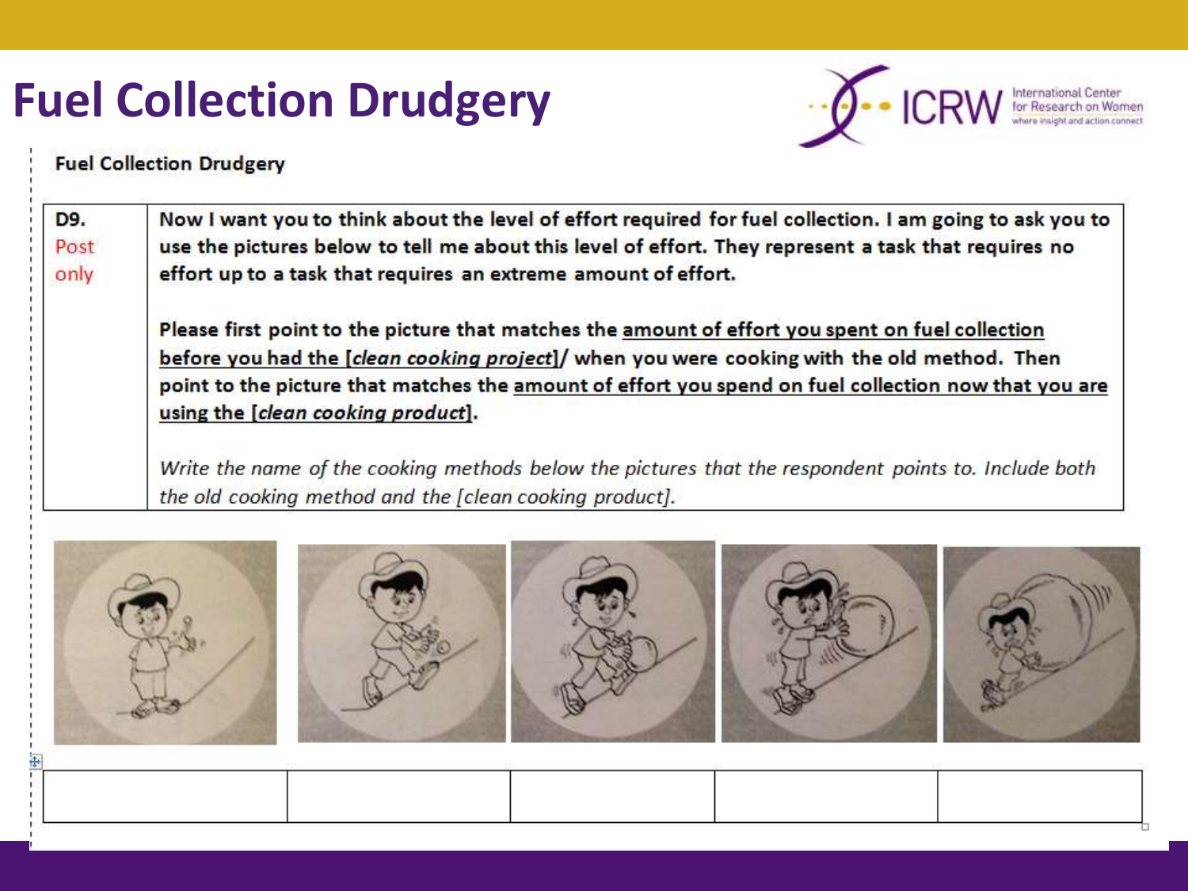# Fuel Collection Drudgery

**Fuel Collection Drudgery**

| | |
|---|---|
| **D9.** Post only | **Now I want you to think about the level of effort required for fuel collection. I am going to ask you to use the pictures below to tell me about this level of effort. They represent a task that requires no effort up to a task that requires an extreme amount of effort.** <br><br> **Please first point to the picture that matches the <u>amount of effort you spent on fuel collection before you had the [*clean cooking project*]</u>/ when you were cooking with the old method. Then point to the picture that matches the <u>amount of effort you spend on fuel collection now that you are using the [*clean cooking product*]</u>.** <br><br> *Write the name of the cooking methods below the pictures that the respondent points to. Include both the old cooking method and the [clean cooking product].* |

| | | | | |
|---|---|---|---|---|
| | | | | |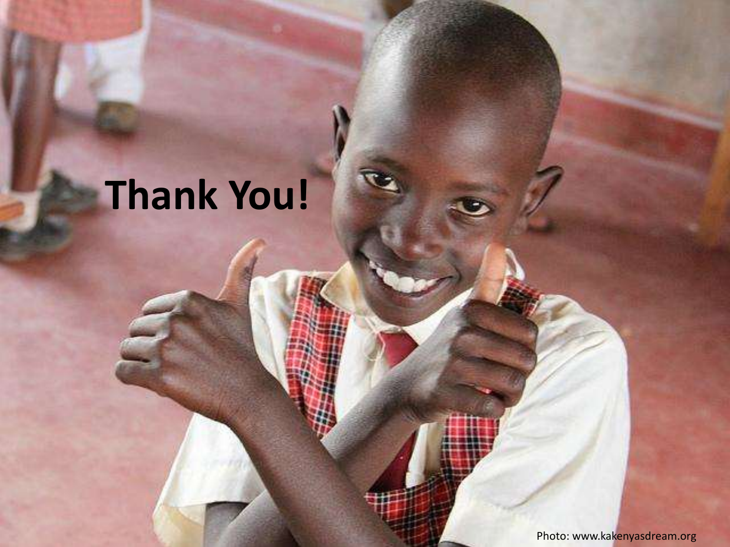# Thank You!

Photo: www.kakenyasdream.org